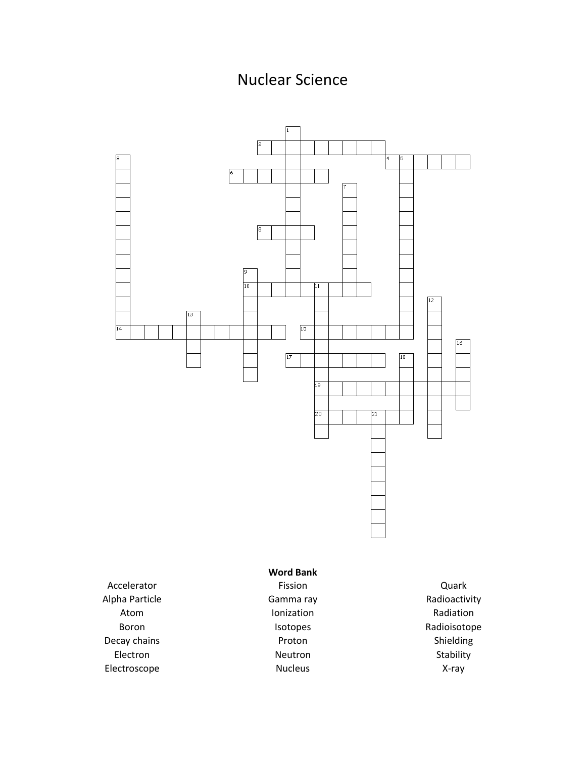# Nuclear Science

**Word Bank**

| | | |
|---|---|---|
| Accelerator | Fission | Quark |
| Alpha Particle | Gamma ray | Radioactivity |
| Atom | Ionization | Radiation |
| Boron | Isotopes | Radioisotope |
| Decay chains | Proton | Shielding |
| Electron | Neutron | Stability |
| Electroscope | Nucleus | X-ray |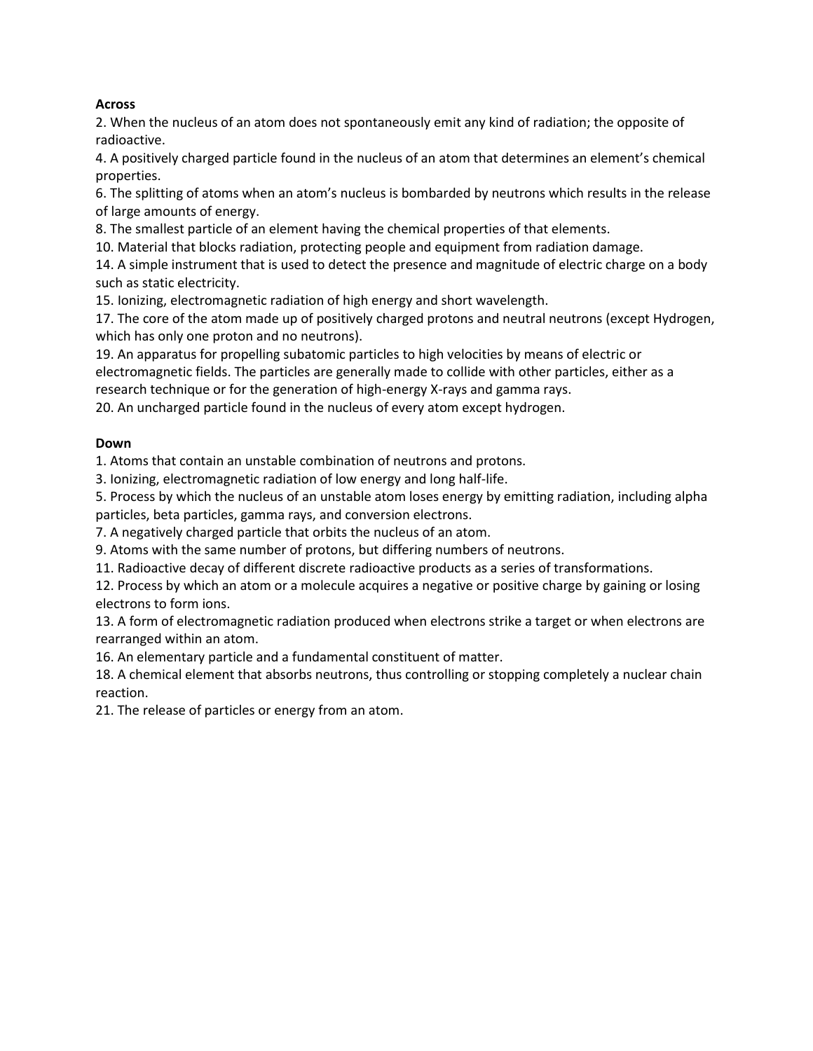**Across**

2. When the nucleus of an atom does not spontaneously emit any kind of radiation; the opposite of radioactive.
4. A positively charged particle found in the nucleus of an atom that determines an element's chemical properties.
6. The splitting of atoms when an atom's nucleus is bombarded by neutrons which results in the release of large amounts of energy.
8. The smallest particle of an element having the chemical properties of that elements.
10. Material that blocks radiation, protecting people and equipment from radiation damage.
14. A simple instrument that is used to detect the presence and magnitude of electric charge on a body such as static electricity.
15. Ionizing, electromagnetic radiation of high energy and short wavelength.
17. The core of the atom made up of positively charged protons and neutral neutrons (except Hydrogen, which has only one proton and no neutrons).
19. An apparatus for propelling subatomic particles to high velocities by means of electric or electromagnetic fields. The particles are generally made to collide with other particles, either as a research technique or for the generation of high-energy X-rays and gamma rays.
20. An uncharged particle found in the nucleus of every atom except hydrogen.

**Down**

1. Atoms that contain an unstable combination of neutrons and protons.
3. Ionizing, electromagnetic radiation of low energy and long half-life.
5. Process by which the nucleus of an unstable atom loses energy by emitting radiation, including alpha particles, beta particles, gamma rays, and conversion electrons.
7. A negatively charged particle that orbits the nucleus of an atom.
9. Atoms with the same number of protons, but differing numbers of neutrons.
11. Radioactive decay of different discrete radioactive products as a series of transformations.
12. Process by which an atom or a molecule acquires a negative or positive charge by gaining or losing electrons to form ions.
13. A form of electromagnetic radiation produced when electrons strike a target or when electrons are rearranged within an atom.
16. An elementary particle and a fundamental constituent of matter.
18. A chemical element that absorbs neutrons, thus controlling or stopping completely a nuclear chain reaction.
21. The release of particles or energy from an atom.